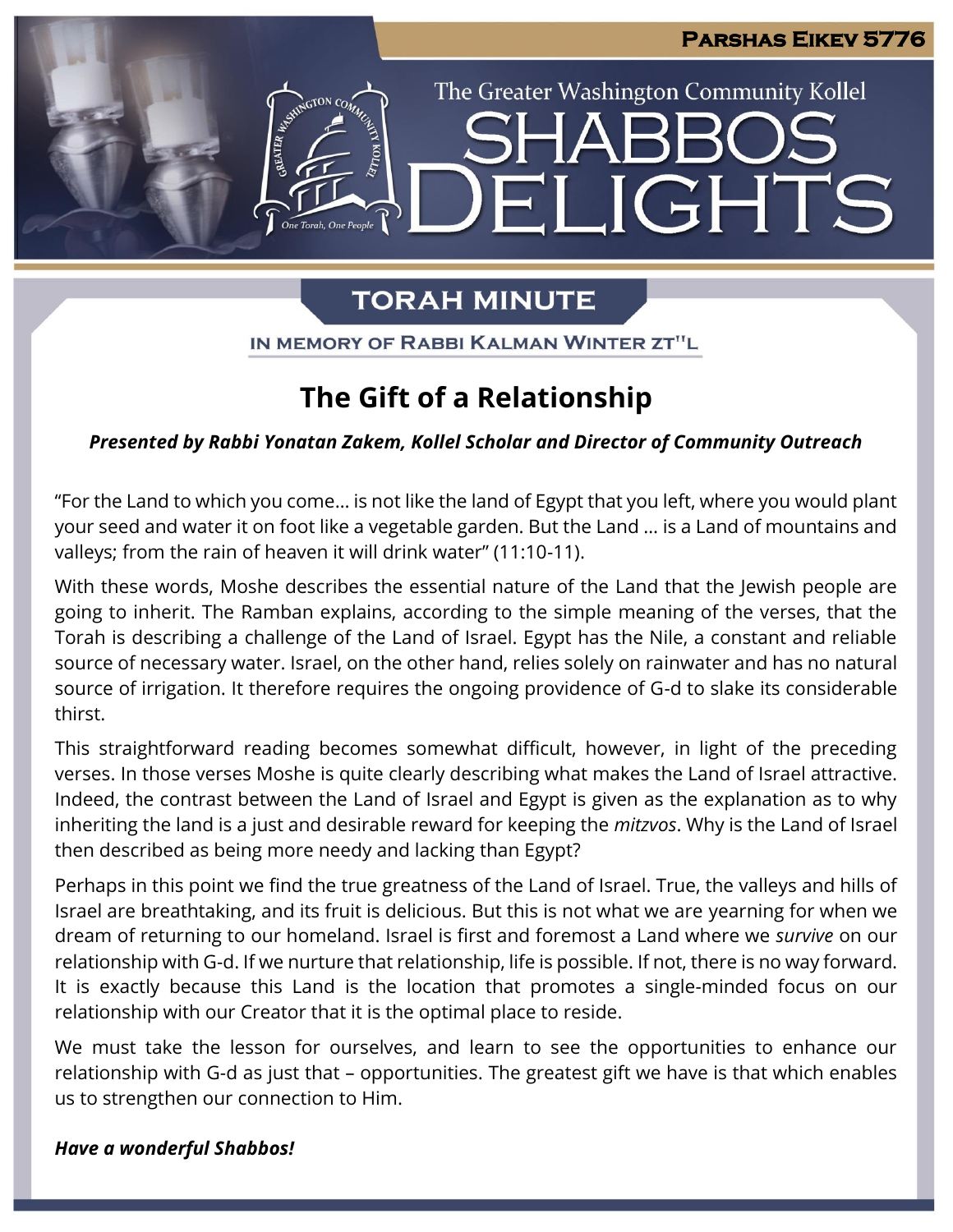**Parshas Eikev 5776**

The Greater Washington Community Kollel

# Shabbos Delights

## Torah Minute

In Memory of Rabbi Kalman Winter zt"l

## The Gift of a Relationship

***Presented by Rabbi Yonatan Zakem, Kollel Scholar and Director of Community Outreach***

"For the Land to which you come… is not like the land of Egypt that you left, where you would plant your seed and water it on foot like a vegetable garden. But the Land … is a Land of mountains and valleys; from the rain of heaven it will drink water" (11:10-11).

With these words, Moshe describes the essential nature of the Land that the Jewish people are going to inherit. The Ramban explains, according to the simple meaning of the verses, that the Torah is describing a challenge of the Land of Israel. Egypt has the Nile, a constant and reliable source of necessary water. Israel, on the other hand, relies solely on rainwater and has no natural source of irrigation. It therefore requires the ongoing providence of G-d to slake its considerable thirst.

This straightforward reading becomes somewhat difficult, however, in light of the preceding verses. In those verses Moshe is quite clearly describing what makes the Land of Israel attractive. Indeed, the contrast between the Land of Israel and Egypt is given as the explanation as to why inheriting the land is a just and desirable reward for keeping the *mitzvos*. Why is the Land of Israel then described as being more needy and lacking than Egypt?

Perhaps in this point we find the true greatness of the Land of Israel. True, the valleys and hills of Israel are breathtaking, and its fruit is delicious. But this is not what we are yearning for when we dream of returning to our homeland. Israel is first and foremost a Land where we *survive* on our relationship with G-d. If we nurture that relationship, life is possible. If not, there is no way forward. It is exactly because this Land is the location that promotes a single-minded focus on our relationship with our Creator that it is the optimal place to reside.

We must take the lesson for ourselves, and learn to see the opportunities to enhance our relationship with G-d as just that – opportunities. The greatest gift we have is that which enables us to strengthen our connection to Him.

***Have a wonderful Shabbos!***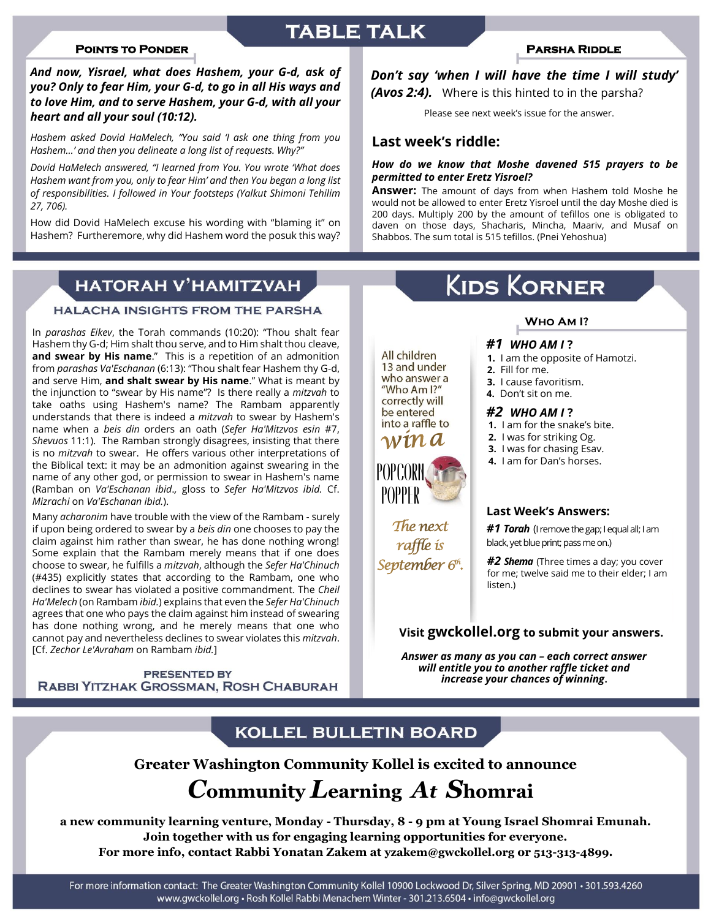# TABLE TALK

## Points to Ponder

***And now, Yisroel, what does Hashem, your G-d, ask of you? Only to fear Him, your G-d, to go in all His ways and to love Him, and to serve Hashem, your G-d, with all your heart and all your soul (10:12).***

*Hashem asked Dovid HaMelech, "You said 'I ask one thing from you Hashem...' and then you delineate a long list of requests. Why?"*

*Dovid HaMelech answered, "I learned from You. You wrote 'What does Hashem want from you, only to fear Him' and then You began a long list of responsibilities. I followed in Your footsteps (Yalkut Shimoni Tehilim 27, 706).*

How did Dovid HaMelech excuse his wording with "blaming it" on Hashem? Furthermore, why did Hashem word the posuk this way?

## Parsha Riddle

***Don't say 'when I will have the time I will study' (Avos 2:4).*** Where is this hinted to in the parsha?

Please see next week's issue for the answer.

### Last week's riddle:

***How do we know that Moshe davened 515 prayers to be permitted to enter Eretz Yisroel?***

**Answer:** The amount of days from when Hashem told Moshe he would not be allowed to enter Eretz Yisroel until the day Moshe died is 200 days. Multiply 200 by the amount of tefillos one is obligated to daven on those days, Shacharis, Mincha, Maariv, and Musaf on Shabbos. The sum total is 515 tefillos. (Pnei Yehoshua)

# HATORAH V'HAMITZVAH

## Halacha Insights from the Parsha

In *parashas Eikev*, the Torah commands (10:20): "Thou shalt fear Hashem thy G-d; Him shalt thou serve, and to Him shalt thou cleave, **and swear by His name**." This is a repetition of an admonition from *parashas Va'Eschanan* (6:13): "Thou shalt fear Hashem thy G-d, and serve Him, **and shalt swear by His name**." What is meant by the injunction to "swear by His name"? Is there really a *mitzvah* to take oaths using Hashem's name? The Rambam apparently understands that there is indeed a *mitzvah* to swear by Hashem's name when a *beis din* orders an oath (*Sefer Ha'Mitzvos esin* #7, *Shevuos* 11:1). The Ramban strongly disagrees, insisting that there is no *mitzvah* to swear. He offers various other interpretations of the Biblical text: it may be an admonition against swearing in the name of any other god, or permission to swear in Hashem's name (Ramban on *Va'Eschanan ibid.*, gloss to *Sefer Ha'Mitzvos ibid.* Cf. *Mizrachi* on *Va'Eschanan ibid.*).

Many *acharonim* have trouble with the view of the Rambam - surely if upon being ordered to swear by a *beis din* one chooses to pay the claim against him rather than swear, he has done nothing wrong! Some explain that the Rambam merely means that if one does choose to swear, he fulfills a *mitzvah*, although the *Sefer Ha'Chinuch* (#435) explicitly states that according to the Rambam, one who declines to swear has violated a positive commandment. The *Cheil Ha'Melech* (on Rambam *ibid.*) explains that even the *Sefer Ha'Chinuch* agrees that one who pays the claim against him instead of swearing has done nothing wrong, and he merely means that one who cannot pay and nevertheless declines to swear violates this *mitzvah*. [Cf. *Zechor Le'Avraham* on Rambam *ibid.*]

Presented by
Rabbi Yitzhak Grossman, Rosh Chaburah

# KIDS KORNER

## Who Am I?

All children 13 and under who answer a "Who Am I?" correctly will be entered into a raffle to *win a* POPCORN POPPER

*The next raffle is September 6th.*

### #1 WHO AM I ?

1. I am the opposite of Hamotzi.
2. Fill for me.
3. I cause favoritism.
4. Don't sit on me.

### #2 WHO AM I ?

1. I am for the snake's bite.
2. I was for striking Og.
3. I was for chasing Esav.
4. I am for Dan's horses.

### Last Week's Answers:

***#1 Torah*** (I remove the gap; I equal all; I am black, yet blue print; pass me on.)

***#2 Shema*** (Three times a day; you cover for me; twelve said me to their elder; I am listen.)

**Visit gwckollel.org to submit your answers.**

***Answer as many as you can – each correct answer will entitle you to another raffle ticket and increase your chances of winning.***

# KOLLEL BULLETIN BOARD

**Greater Washington Community Kollel is excited to announce**

## Community Learning At Shomrai

**a new community learning venture, Monday - Thursday, 8 - 9 pm at Young Israel Shomrai Emunah.**
**Join together with us for engaging learning opportunities for everyone.**
**For more info, contact Rabbi Yonatan Zakem at yzakem@gwckollel.org or 513-313-4899.**

For more information contact: The Greater Washington Community Kollel 10900 Lockwood Dr, Silver Spring, MD 20901 • 301.593.4260
www.gwckollel.org • Rosh Kollel Rabbi Menachem Winter - 301.213.6504 • info@gwckollel.org